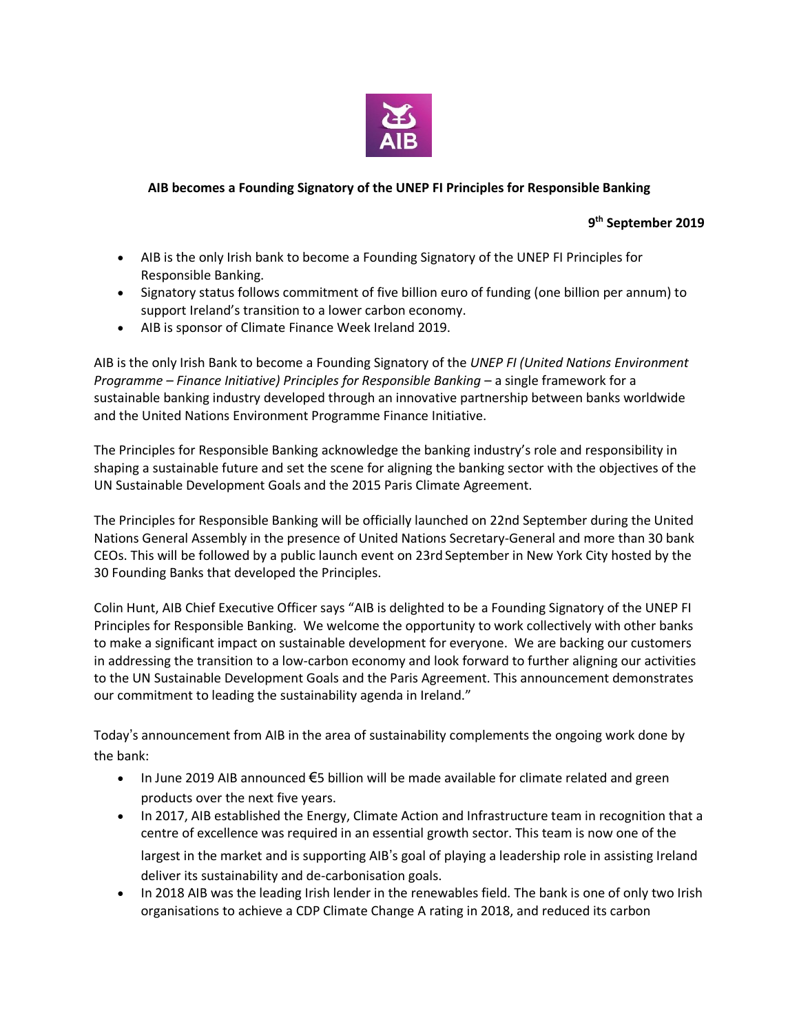**AIB becomes a Founding Signatory of the UNEP FI Principles for Responsible Banking**

**9th September 2019**

- AIB is the only Irish bank to become a Founding Signatory of the UNEP FI Principles for Responsible Banking.
- Signatory status follows commitment of five billion euro of funding (one billion per annum) to support Ireland's transition to a lower carbon economy.
- AIB is sponsor of Climate Finance Week Ireland 2019.

AIB is the only Irish Bank to become a Founding Signatory of the *UNEP FI (United Nations Environment Programme – Finance Initiative) Principles for Responsible Banking* – a single framework for a sustainable banking industry developed through an innovative partnership between banks worldwide and the United Nations Environment Programme Finance Initiative.

The Principles for Responsible Banking acknowledge the banking industry's role and responsibility in shaping a sustainable future and set the scene for aligning the banking sector with the objectives of the UN Sustainable Development Goals and the 2015 Paris Climate Agreement.

The Principles for Responsible Banking will be officially launched on 22nd September during the United Nations General Assembly in the presence of United Nations Secretary-General and more than 30 bank CEOs. This will be followed by a public launch event on 23rd September in New York City hosted by the 30 Founding Banks that developed the Principles.

Colin Hunt, AIB Chief Executive Officer says "AIB is delighted to be a Founding Signatory of the UNEP FI Principles for Responsible Banking. We welcome the opportunity to work collectively with other banks to make a significant impact on sustainable development for everyone. We are backing our customers in addressing the transition to a low-carbon economy and look forward to further aligning our activities to the UN Sustainable Development Goals and the Paris Agreement. This announcement demonstrates our commitment to leading the sustainability agenda in Ireland."

Today's announcement from AIB in the area of sustainability complements the ongoing work done by the bank:

- In June 2019 AIB announced €5 billion will be made available for climate related and green products over the next five years.
- In 2017, AIB established the Energy, Climate Action and Infrastructure team in recognition that a centre of excellence was required in an essential growth sector. This team is now one of the largest in the market and is supporting AIB's goal of playing a leadership role in assisting Ireland deliver its sustainability and de-carbonisation goals.
- In 2018 AIB was the leading Irish lender in the renewables field. The bank is one of only two Irish organisations to achieve a CDP Climate Change A rating in 2018, and reduced its carbon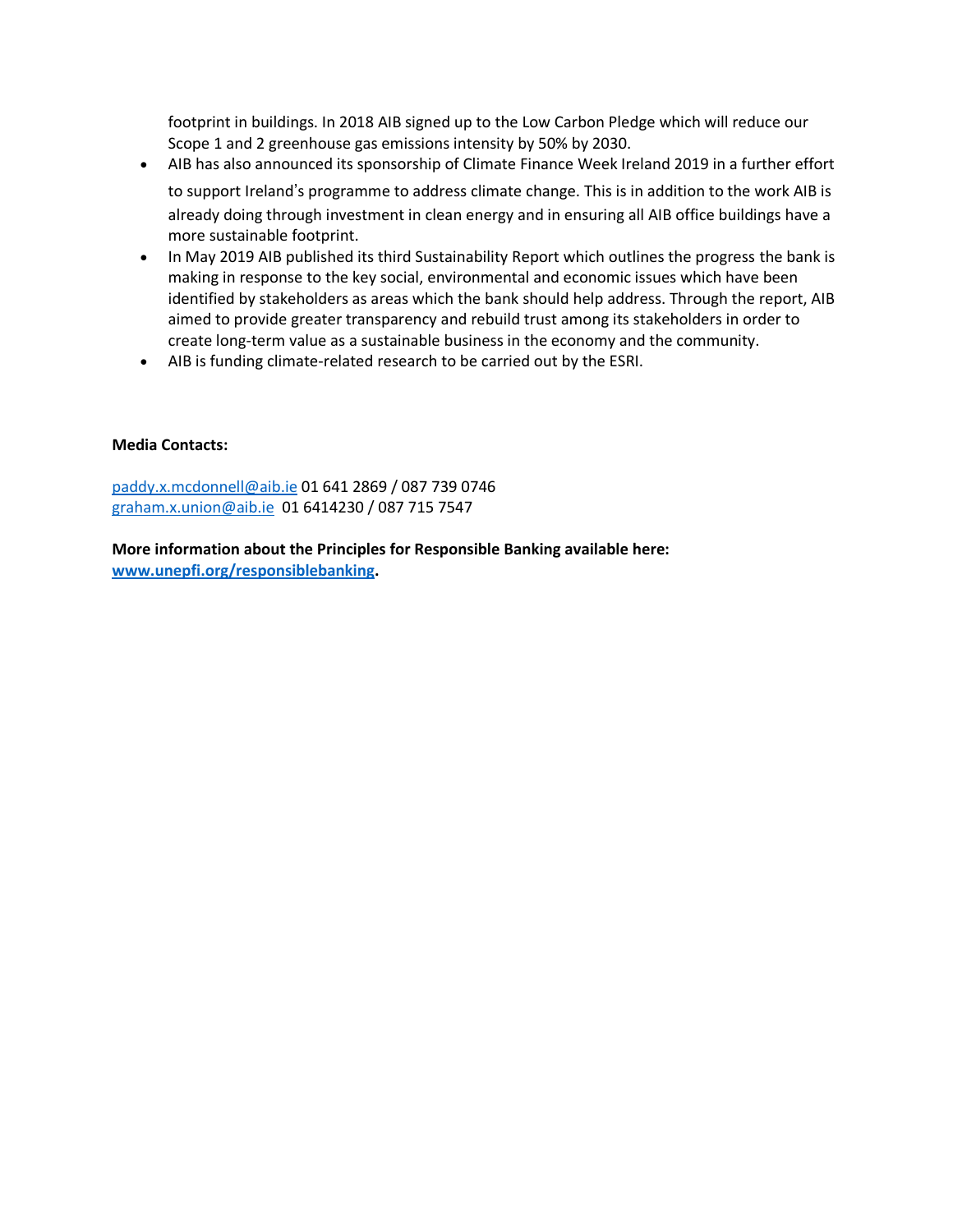footprint in buildings. In 2018 AIB signed up to the Low Carbon Pledge which will reduce our Scope 1 and 2 greenhouse gas emissions intensity by 50% by 2030.

- AIB has also announced its sponsorship of Climate Finance Week Ireland 2019 in a further effort to support Ireland's programme to address climate change. This is in addition to the work AIB is already doing through investment in clean energy and in ensuring all AIB office buildings have a more sustainable footprint.
- In May 2019 AIB published its third Sustainability Report which outlines the progress the bank is making in response to the key social, environmental and economic issues which have been identified by stakeholders as areas which the bank should help address. Through the report, AIB aimed to provide greater transparency and rebuild trust among its stakeholders in order to create long-term value as a sustainable business in the economy and the community.
- AIB is funding climate-related research to be carried out by the ESRI.

**Media Contacts:**

paddy.x.mcdonnell@aib.ie 01 641 2869 / 087 739 0746
graham.x.union@aib.ie 01 6414230 / 087 715 7547

**More information about the Principles for Responsible Banking available here: www.unepfi.org/responsiblebanking.**